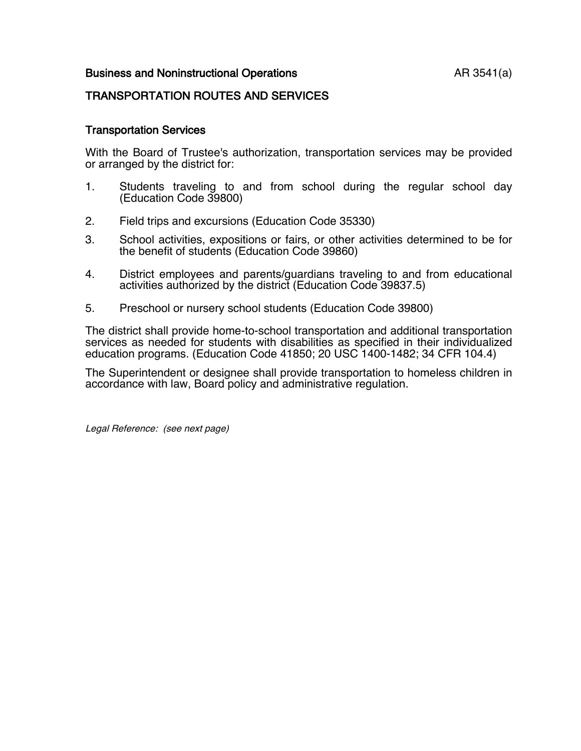**Business and Noninstructional Operations** AR 3541(a)

# TRANSPORTATION ROUTES AND SERVICES

## Transportation Services

With the Board of Trustee's authorization, transportation services may be provided or arranged by the district for:

1. Students traveling to and from school during the regular school day (Education Code 39800)

2. Field trips and excursions (Education Code 35330)

3. School activities, expositions or fairs, or other activities determined to be for the benefit of students (Education Code 39860)

4. District employees and parents/guardians traveling to and from educational activities authorized by the district (Education Code 39837.5)

5. Preschool or nursery school students (Education Code 39800)

The district shall provide home-to-school transportation and additional transportation services as needed for students with disabilities as specified in their individualized education programs. (Education Code 41850; 20 USC 1400-1482; 34 CFR 104.4)

The Superintendent or designee shall provide transportation to homeless children in accordance with law, Board policy and administrative regulation.

*Legal Reference: (see next page)*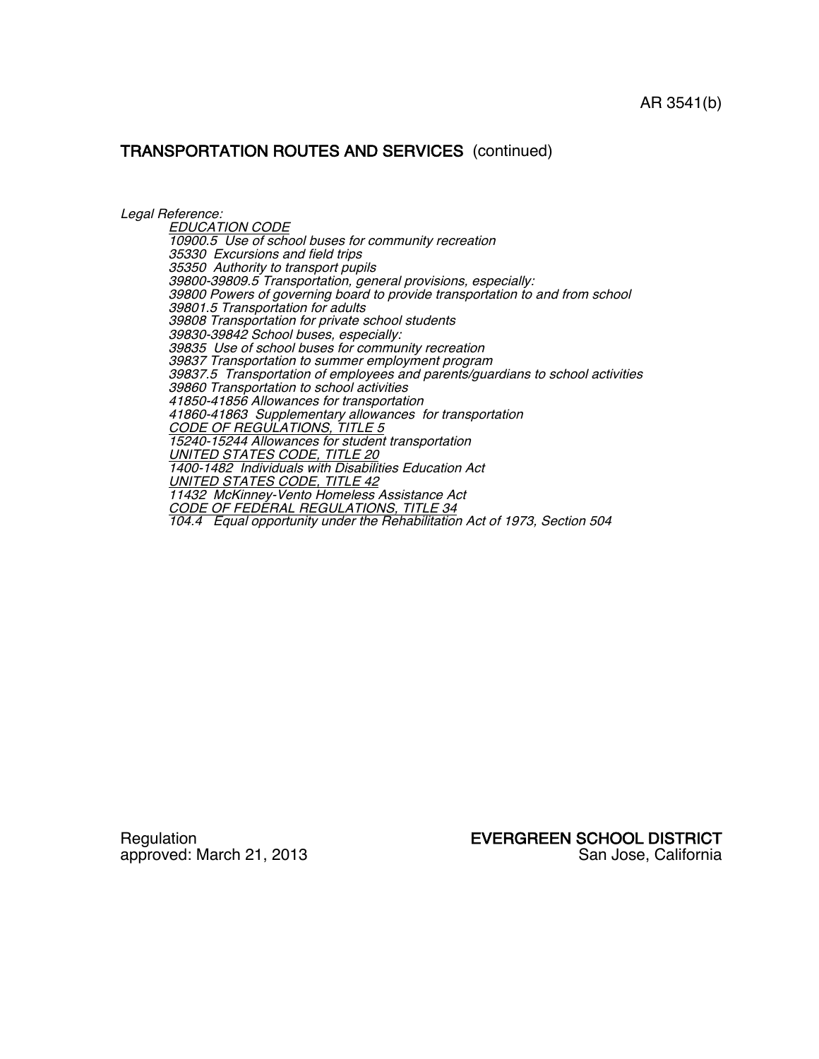AR 3541(b)

## TRANSPORTATION ROUTES AND SERVICES (continued)

*Legal Reference:*

*EDUCATION CODE*
*10900.5 Use of school buses for community recreation*
*35330 Excursions and field trips*
*35350 Authority to transport pupils*
*39800-39809.5 Transportation, general provisions, especially:*
*39800 Powers of governing board to provide transportation to and from school*
*39801.5 Transportation for adults*
*39808 Transportation for private school students*
*39830-39842 School buses, especially:*
*39835 Use of school buses for community recreation*
*39837 Transportation to summer employment program*
*39837.5 Transportation of employees and parents/guardians to school activities*
*39860 Transportation to school activities*
*41850-41856 Allowances for transportation*
*41860-41863 Supplementary allowances for transportation*

*CODE OF REGULATIONS, TITLE 5*
*15240-15244 Allowances for student transportation*

*UNITED STATES CODE, TITLE 20*
*1400-1482 Individuals with Disabilities Education Act*

*UNITED STATES CODE, TITLE 42*
*11432 McKinney-Vento Homeless Assistance Act*

*CODE OF FEDERAL REGULATIONS, TITLE 34*
*104.4 Equal opportunity under the Rehabilitation Act of 1973, Section 504*

Regulation
approved: March 21, 2013

**EVERGREEN SCHOOL DISTRICT**
San Jose, California